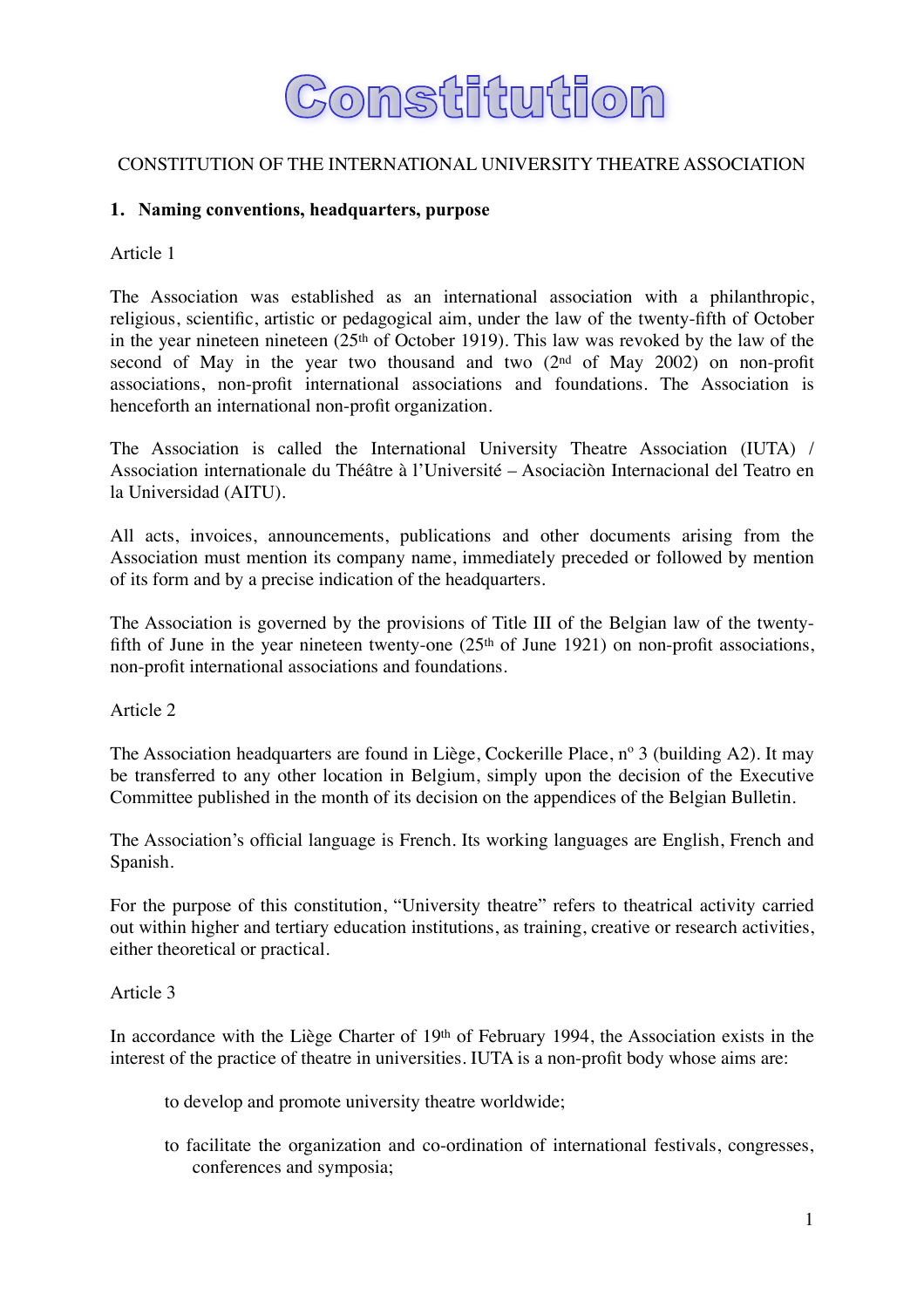# Constitution

CONSTITUTION OF THE INTERNATIONAL UNIVERSITY THEATRE ASSOCIATION

## 1. Naming conventions, headquarters, purpose

Article 1

The Association was established as an international association with a philanthropic, religious, scientific, artistic or pedagogical aim, under the law of the twenty-fifth of October in the year nineteen nineteen (25th of October 1919). This law was revoked by the law of the second of May in the year two thousand and two (2nd of May 2002) on non-profit associations, non-profit international associations and foundations. The Association is henceforth an international non-profit organization.

The Association is called the International University Theatre Association (IUTA) / Association internationale du Théâtre à l'Université – Asociaciòn Internacional del Teatro en la Universidad (AITU).

All acts, invoices, announcements, publications and other documents arising from the Association must mention its company name, immediately preceded or followed by mention of its form and by a precise indication of the headquarters.

The Association is governed by the provisions of Title III of the Belgian law of the twenty-fifth of June in the year nineteen twenty-one (25th of June 1921) on non-profit associations, non-profit international associations and foundations.

Article 2

The Association headquarters are found in Liège, Cockerille Place, nº 3 (building A2). It may be transferred to any other location in Belgium, simply upon the decision of the Executive Committee published in the month of its decision on the appendices of the Belgian Bulletin.

The Association's official language is French. Its working languages are English, French and Spanish.

For the purpose of this constitution, "University theatre" refers to theatrical activity carried out within higher and tertiary education institutions, as training, creative or research activities, either theoretical or practical.

Article 3

In accordance with the Liège Charter of 19th of February 1994, the Association exists in the interest of the practice of theatre in universities. IUTA is a non-profit body whose aims are:

- to develop and promote university theatre worldwide;
- to facilitate the organization and co-ordination of international festivals, congresses, conferences and symposia;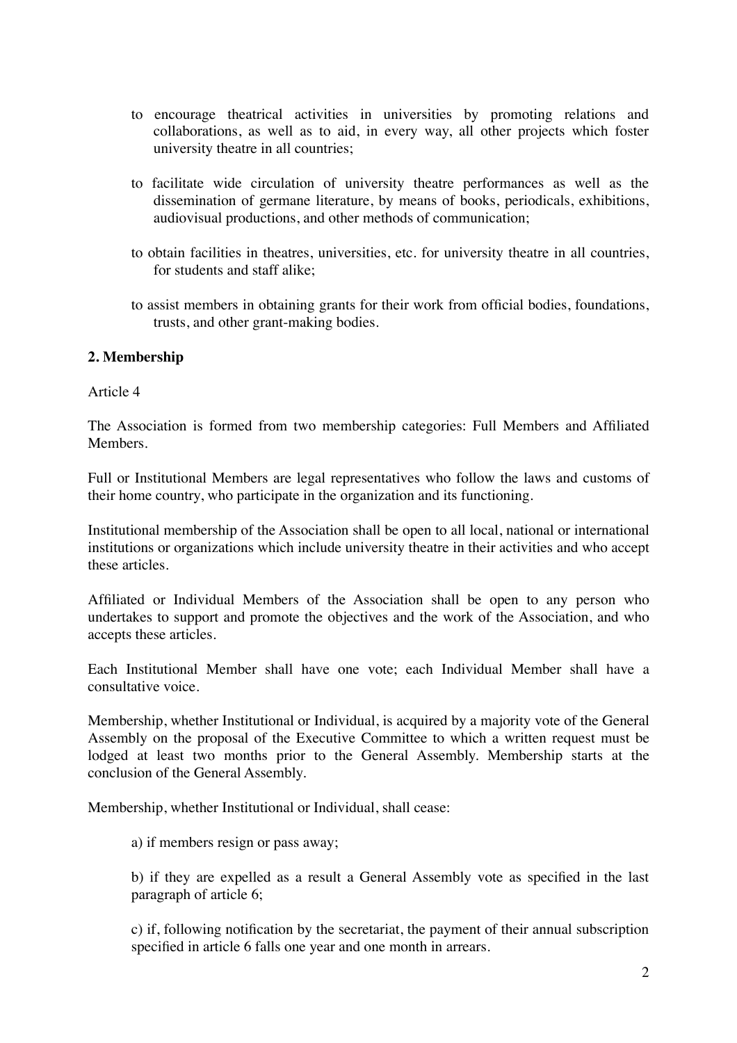- to encourage theatrical activities in universities by promoting relations and collaborations, as well as to aid, in every way, all other projects which foster university theatre in all countries;

- to facilitate wide circulation of university theatre performances as well as the dissemination of germane literature, by means of books, periodicals, exhibitions, audiovisual productions, and other methods of communication;

- to obtain facilities in theatres, universities, etc. for university theatre in all countries, for students and staff alike;

- to assist members in obtaining grants for their work from official bodies, foundations, trusts, and other grant-making bodies.

## 2. Membership

Article 4

The Association is formed from two membership categories: Full Members and Affiliated Members.

Full or Institutional Members are legal representatives who follow the laws and customs of their home country, who participate in the organization and its functioning.

Institutional membership of the Association shall be open to all local, national or international institutions or organizations which include university theatre in their activities and who accept these articles.

Affiliated or Individual Members of the Association shall be open to any person who undertakes to support and promote the objectives and the work of the Association, and who accepts these articles.

Each Institutional Member shall have one vote; each Individual Member shall have a consultative voice.

Membership, whether Institutional or Individual, is acquired by a majority vote of the General Assembly on the proposal of the Executive Committee to which a written request must be lodged at least two months prior to the General Assembly. Membership starts at the conclusion of the General Assembly.

Membership, whether Institutional or Individual, shall cease:

a) if members resign or pass away;

b) if they are expelled as a result a General Assembly vote as specified in the last paragraph of article 6;

c) if, following notification by the secretariat, the payment of their annual subscription specified in article 6 falls one year and one month in arrears.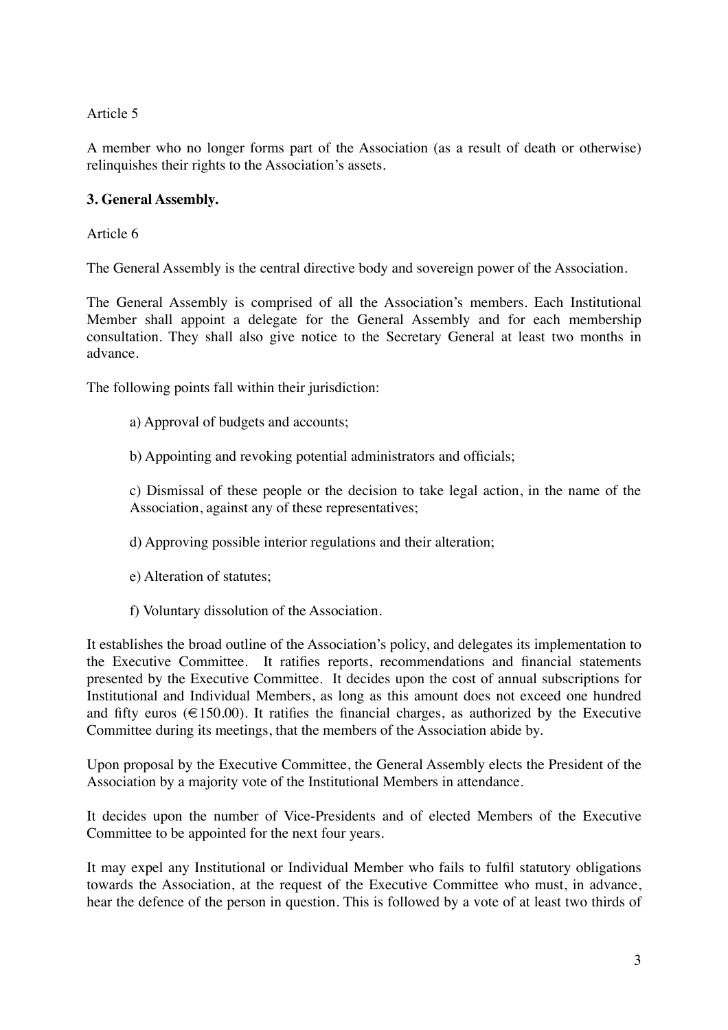Article 5

A member who no longer forms part of the Association (as a result of death or otherwise) relinquishes their rights to the Association's assets.

**3. General Assembly.**

Article 6

The General Assembly is the central directive body and sovereign power of the Association.

The General Assembly is comprised of all the Association's members. Each Institutional Member shall appoint a delegate for the General Assembly and for each membership consultation. They shall also give notice to the Secretary General at least two months in advance.

The following points fall within their jurisdiction:

a) Approval of budgets and accounts;

b) Appointing and revoking potential administrators and officials;

c) Dismissal of these people or the decision to take legal action, in the name of the Association, against any of these representatives;

d) Approving possible interior regulations and their alteration;

e) Alteration of statutes;

f) Voluntary dissolution of the Association.

It establishes the broad outline of the Association's policy, and delegates its implementation to the Executive Committee. It ratifies reports, recommendations and financial statements presented by the Executive Committee. It decides upon the cost of annual subscriptions for Institutional and Individual Members, as long as this amount does not exceed one hundred and fifty euros (€150.00). It ratifies the financial charges, as authorized by the Executive Committee during its meetings, that the members of the Association abide by.

Upon proposal by the Executive Committee, the General Assembly elects the President of the Association by a majority vote of the Institutional Members in attendance.

It decides upon the number of Vice-Presidents and of elected Members of the Executive Committee to be appointed for the next four years.

It may expel any Institutional or Individual Member who fails to fulfil statutory obligations towards the Association, at the request of the Executive Committee who must, in advance, hear the defence of the person in question. This is followed by a vote of at least two thirds of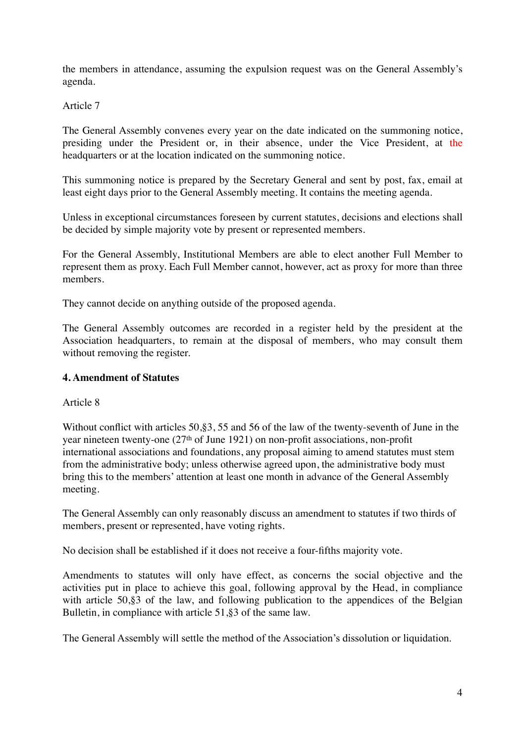the members in attendance, assuming the expulsion request was on the General Assembly's agenda.

Article 7

The General Assembly convenes every year on the date indicated on the summoning notice, presiding under the President or, in their absence, under the Vice President, at the headquarters or at the location indicated on the summoning notice.

This summoning notice is prepared by the Secretary General and sent by post, fax, email at least eight days prior to the General Assembly meeting. It contains the meeting agenda.

Unless in exceptional circumstances foreseen by current statutes, decisions and elections shall be decided by simple majority vote by present or represented members.

For the General Assembly, Institutional Members are able to elect another Full Member to represent them as proxy. Each Full Member cannot, however, act as proxy for more than three members.

They cannot decide on anything outside of the proposed agenda.

The General Assembly outcomes are recorded in a register held by the president at the Association headquarters, to remain at the disposal of members, who may consult them without removing the register.

## 4. Amendment of Statutes

Article 8

Without conflict with articles 50,§3, 55 and 56 of the law of the twenty-seventh of June in the year nineteen twenty-one (27th of June 1921) on non-profit associations, non-profit international associations and foundations, any proposal aiming to amend statutes must stem from the administrative body; unless otherwise agreed upon, the administrative body must bring this to the members' attention at least one month in advance of the General Assembly meeting.

The General Assembly can only reasonably discuss an amendment to statutes if two thirds of members, present or represented, have voting rights.

No decision shall be established if it does not receive a four-fifths majority vote.

Amendments to statutes will only have effect, as concerns the social objective and the activities put in place to achieve this goal, following approval by the Head, in compliance with article 50,§3 of the law, and following publication to the appendices of the Belgian Bulletin, in compliance with article 51,§3 of the same law.

The General Assembly will settle the method of the Association's dissolution or liquidation.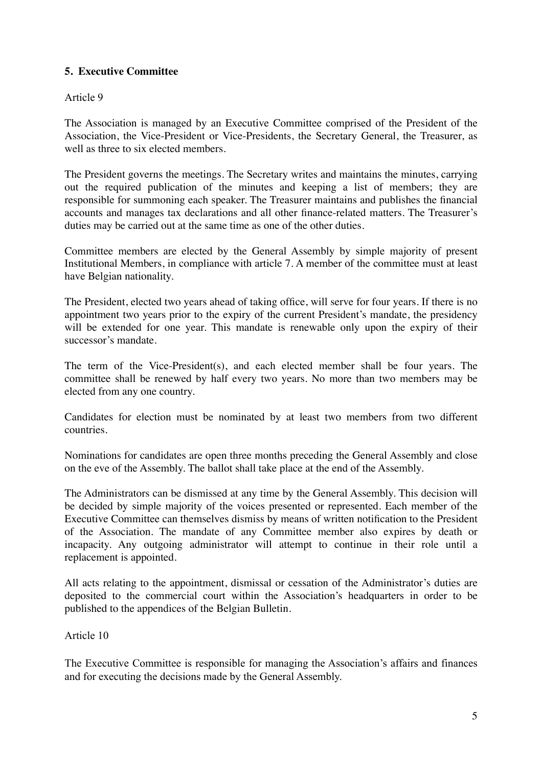## 5. Executive Committee

Article 9

The Association is managed by an Executive Committee comprised of the President of the Association, the Vice-President or Vice-Presidents, the Secretary General, the Treasurer, as well as three to six elected members.

The President governs the meetings. The Secretary writes and maintains the minutes, carrying out the required publication of the minutes and keeping a list of members; they are responsible for summoning each speaker. The Treasurer maintains and publishes the financial accounts and manages tax declarations and all other finance-related matters. The Treasurer's duties may be carried out at the same time as one of the other duties.

Committee members are elected by the General Assembly by simple majority of present Institutional Members, in compliance with article 7. A member of the committee must at least have Belgian nationality.

The President, elected two years ahead of taking office, will serve for four years. If there is no appointment two years prior to the expiry of the current President's mandate, the presidency will be extended for one year. This mandate is renewable only upon the expiry of their successor's mandate.

The term of the Vice-President(s), and each elected member shall be four years. The committee shall be renewed by half every two years. No more than two members may be elected from any one country.

Candidates for election must be nominated by at least two members from two different countries.

Nominations for candidates are open three months preceding the General Assembly and close on the eve of the Assembly. The ballot shall take place at the end of the Assembly.

The Administrators can be dismissed at any time by the General Assembly. This decision will be decided by simple majority of the voices presented or represented. Each member of the Executive Committee can themselves dismiss by means of written notification to the President of the Association. The mandate of any Committee member also expires by death or incapacity. Any outgoing administrator will attempt to continue in their role until a replacement is appointed.

All acts relating to the appointment, dismissal or cessation of the Administrator's duties are deposited to the commercial court within the Association's headquarters in order to be published to the appendices of the Belgian Bulletin.

Article 10

The Executive Committee is responsible for managing the Association's affairs and finances and for executing the decisions made by the General Assembly.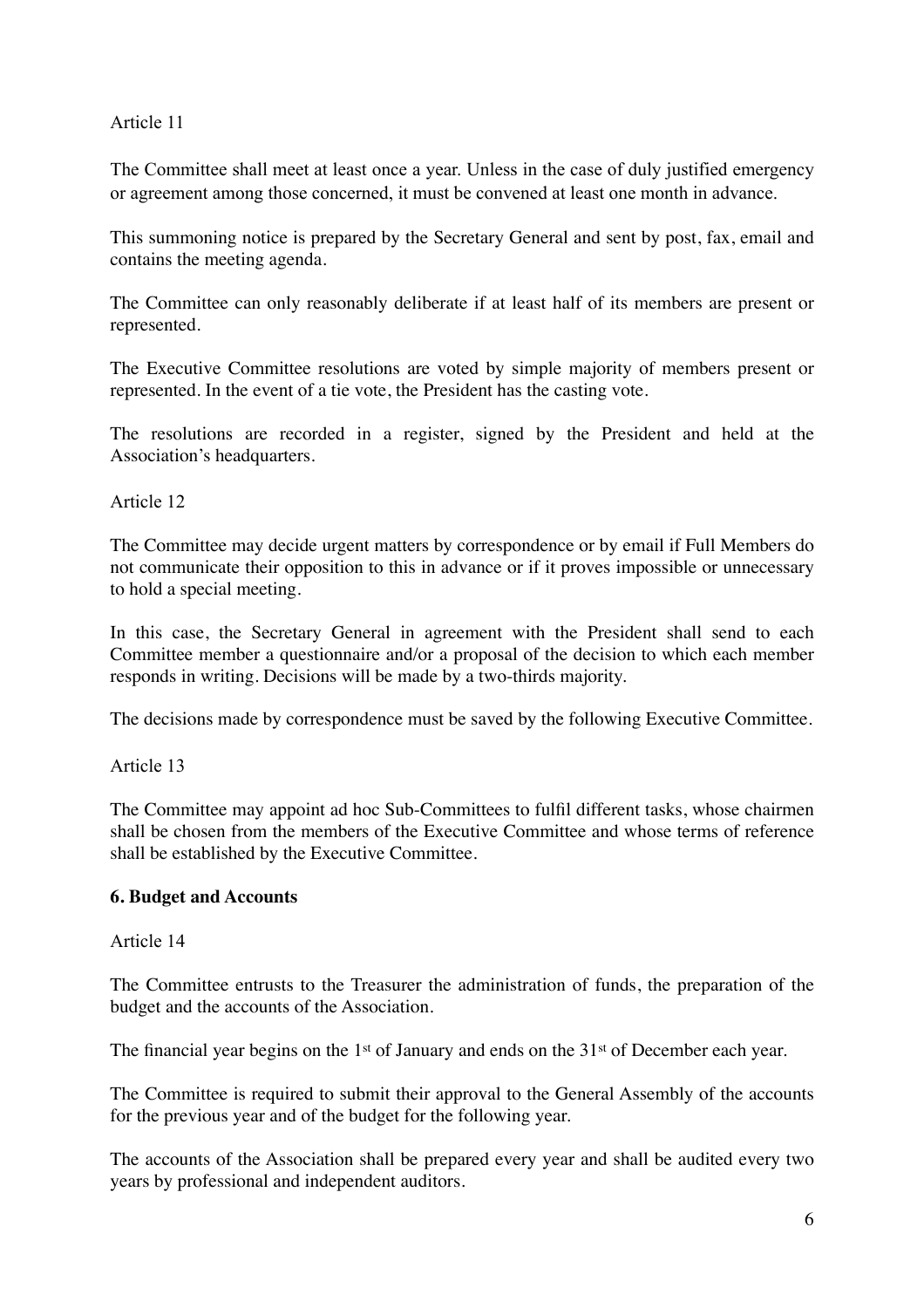Article 11

The Committee shall meet at least once a year. Unless in the case of duly justified emergency or agreement among those concerned, it must be convened at least one month in advance.

This summoning notice is prepared by the Secretary General and sent by post, fax, email and contains the meeting agenda.

The Committee can only reasonably deliberate if at least half of its members are present or represented.

The Executive Committee resolutions are voted by simple majority of members present or represented. In the event of a tie vote, the President has the casting vote.

The resolutions are recorded in a register, signed by the President and held at the Association's headquarters.

Article 12

The Committee may decide urgent matters by correspondence or by email if Full Members do not communicate their opposition to this in advance or if it proves impossible or unnecessary to hold a special meeting.

In this case, the Secretary General in agreement with the President shall send to each Committee member a questionnaire and/or a proposal of the decision to which each member responds in writing. Decisions will be made by a two-thirds majority.

The decisions made by correspondence must be saved by the following Executive Committee.

Article 13

The Committee may appoint ad hoc Sub-Committees to fulfil different tasks, whose chairmen shall be chosen from the members of the Executive Committee and whose terms of reference shall be established by the Executive Committee.

## 6. Budget and Accounts

Article 14

The Committee entrusts to the Treasurer the administration of funds, the preparation of the budget and the accounts of the Association.

The financial year begins on the 1st of January and ends on the 31st of December each year.

The Committee is required to submit their approval to the General Assembly of the accounts for the previous year and of the budget for the following year.

The accounts of the Association shall be prepared every year and shall be audited every two years by professional and independent auditors.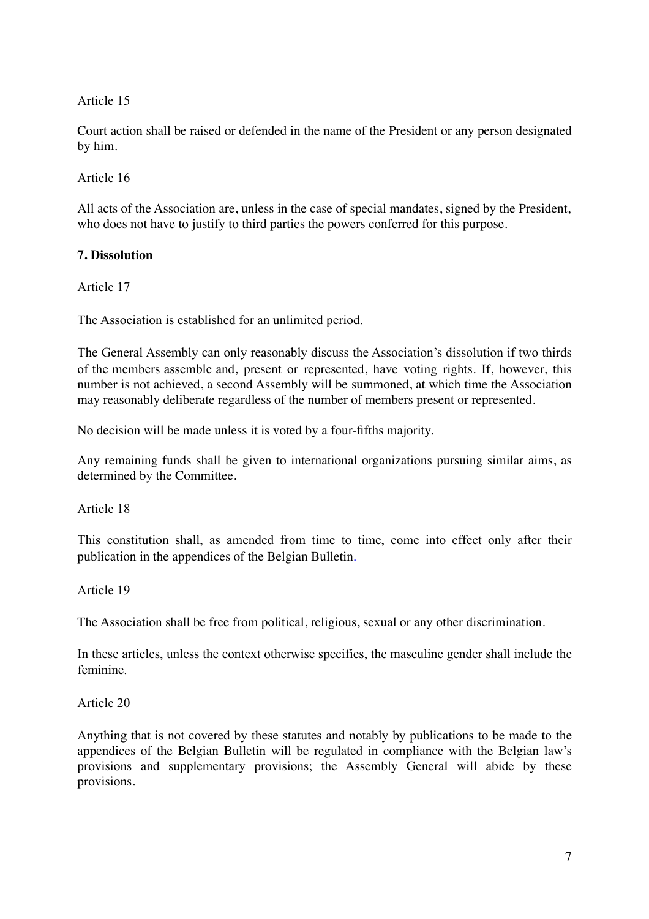Article 15

Court action shall be raised or defended in the name of the President or any person designated by him.

Article 16

All acts of the Association are, unless in the case of special mandates, signed by the President, who does not have to justify to third parties the powers conferred for this purpose.

**7. Dissolution**

Article 17

The Association is established for an unlimited period.

The General Assembly can only reasonably discuss the Association's dissolution if two thirds of the members assemble and, present or represented, have voting rights. If, however, this number is not achieved, a second Assembly will be summoned, at which time the Association may reasonably deliberate regardless of the number of members present or represented.

No decision will be made unless it is voted by a four-fifths majority.

Any remaining funds shall be given to international organizations pursuing similar aims, as determined by the Committee.

Article 18

This constitution shall, as amended from time to time, come into effect only after their publication in the appendices of the Belgian Bulletin.

Article 19

The Association shall be free from political, religious, sexual or any other discrimination.

In these articles, unless the context otherwise specifies, the masculine gender shall include the feminine.

Article 20

Anything that is not covered by these statutes and notably by publications to be made to the appendices of the Belgian Bulletin will be regulated in compliance with the Belgian law's provisions and supplementary provisions; the Assembly General will abide by these provisions.